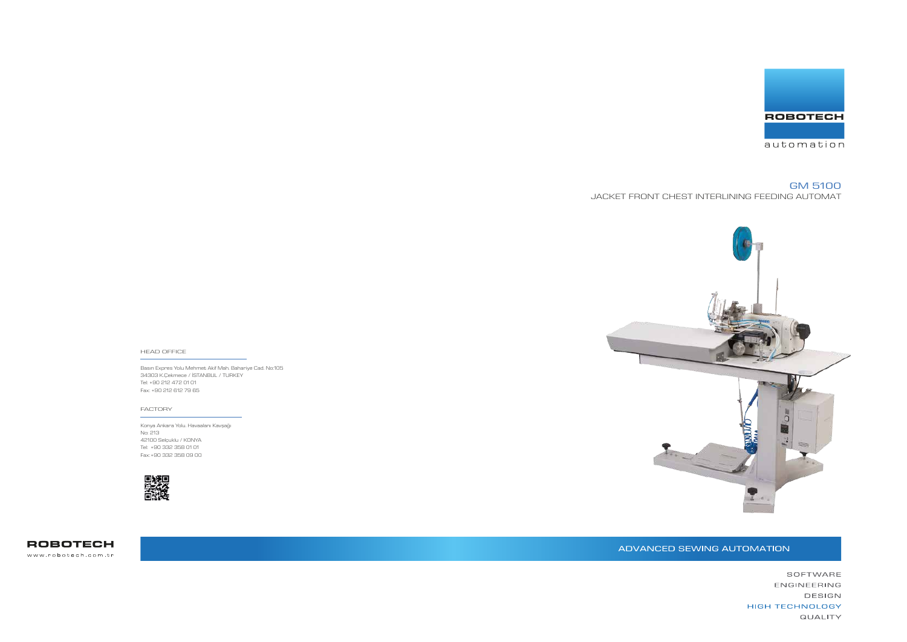ROBOTECH

automation

# GM 5100

## JACKET FRONT CHEST INTERLINING FEEDING AUTOMAT

HEAD OFFICE

Basın Expres Yolu Mehmet Akif Mah. Bahariye Cad. No:105
34303 K.Çekmece / ISTANBUL / TURKEY
Tel: +90 212 472 01 01
Fax: +90 212 612 79 65

FACTORY

Konya Ankara Yolu. Havaalanı Kavşağı
No: 213
42100 Selçuklu / KONYA
Tel: +90 332 358 01 01
Fax:+90 332 358 09 00

ROBOTECH
www.robotech.com.tr

ADVANCED SEWING AUTOMATION

SOFTWARE
ENGINEERING
DESIGN
HIGH TECHNOLOGY
QUALITY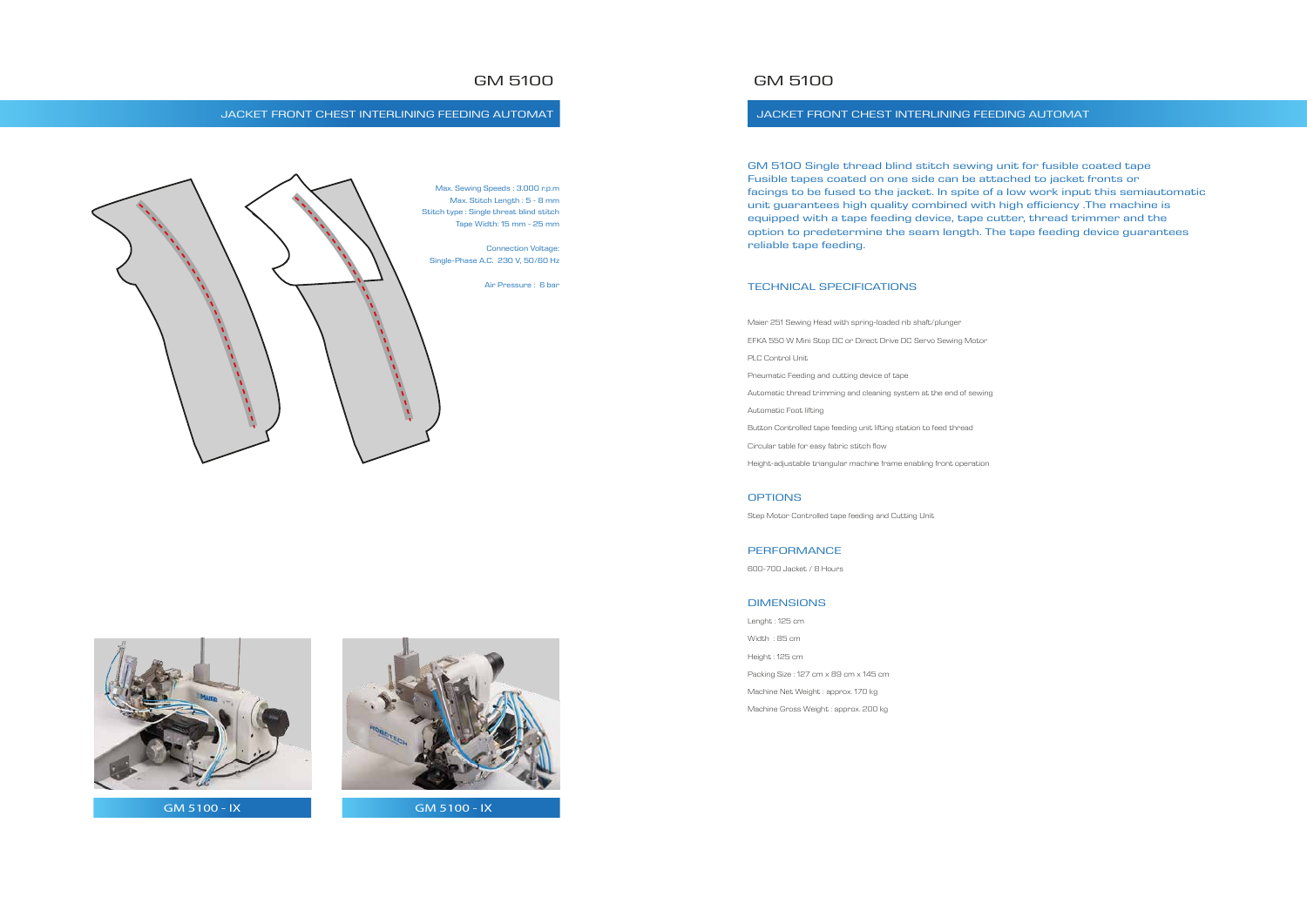# GM 5100

## JACKET FRONT CHEST INTERLINING FEEDING AUTOMAT

Max. Sewing Speeds : 3.000 r.p.m
Max. Stitch Length : 5 - 8 mm
Stitch type : Single threat blind stitch
Tape Width: 15 mm - 25 mm

Connection Voltage:
Single-Phase A.C. 230 V, 50/60 Hz

Air Pressure : 6 bar

GM 5100 - IX

GM 5100 - IX

# GM 5100

## JACKET FRONT CHEST INTERLINING FEEDING AUTOMAT

GM 5100 Single thread blind stitch sewing unit for fusible coated tape Fusible tapes coated on one side can be attached to jacket fronts or facings to be fused to the jacket. In spite of a low work input this semiautomatic unit guarantees high quality combined with high efficiency .The machine is equipped with a tape feeding device, tape cutter, thread trimmer and the option to predetermine the seam length. The tape feeding device guarantees reliable tape feeding.

### TECHNICAL SPECIFICATIONS

Maier 251 Sewing Head with spring-loaded rib shaft/plunger

EFKA 550 W Mini Stop DC or Direct Drive DC Servo Sewing Motor

PLC Control Unit

Pneumatic Feeding and cutting device of tape

Automatic thread trimming and cleaning system at the end of sewing

Automatic Foot lifting

Button Controlled tape feeding unit lifting station to feed thread

Circular table for easy fabric stitch flow

Height-adjustable triangular machine frame enabling front operation

### OPTIONS

Step Motor Controlled tape feeding and Cutting Unit

### PERFORMANCE

600-700 Jacket / 8 Hours

### DIMENSIONS

Lenght : 125 cm

Width : 85 cm

Height : 125 cm

Packing Size : 127 cm x 89 cm x 145 cm

Machine Net Weight : approx. 170 kg

Machine Gross Weight : approx. 200 kg